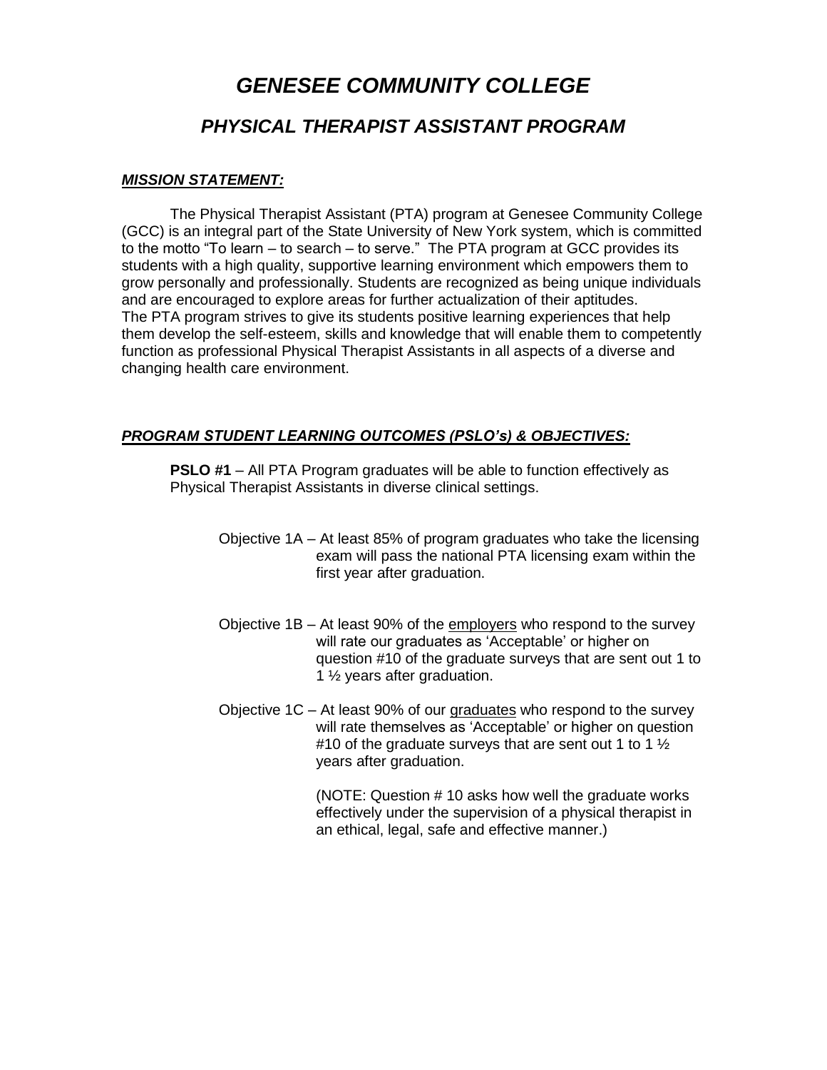# *GENESEE COMMUNITY COLLEGE*

## *PHYSICAL THERAPIST ASSISTANT PROGRAM*

***MISSION STATEMENT:***

The Physical Therapist Assistant (PTA) program at Genesee Community College (GCC) is an integral part of the State University of New York system, which is committed to the motto "To learn – to search – to serve." The PTA program at GCC provides its students with a high quality, supportive learning environment which empowers them to grow personally and professionally. Students are recognized as being unique individuals and are encouraged to explore areas for further actualization of their aptitudes.
The PTA program strives to give its students positive learning experiences that help them develop the self-esteem, skills and knowledge that will enable them to competently function as professional Physical Therapist Assistants in all aspects of a diverse and changing health care environment.

***PROGRAM STUDENT LEARNING OUTCOMES (PSLO's) & OBJECTIVES:***

**PSLO #1** – All PTA Program graduates will be able to function effectively as Physical Therapist Assistants in diverse clinical settings.

Objective 1A – At least 85% of program graduates who take the licensing exam will pass the national PTA licensing exam within the first year after graduation.

Objective 1B – At least 90% of the employers who respond to the survey will rate our graduates as 'Acceptable' or higher on question #10 of the graduate surveys that are sent out 1 to 1 ½ years after graduation.

Objective 1C – At least 90% of our graduates who respond to the survey will rate themselves as 'Acceptable' or higher on question #10 of the graduate surveys that are sent out 1 to 1 ½ years after graduation.

(NOTE: Question # 10 asks how well the graduate works effectively under the supervision of a physical therapist in an ethical, legal, safe and effective manner.)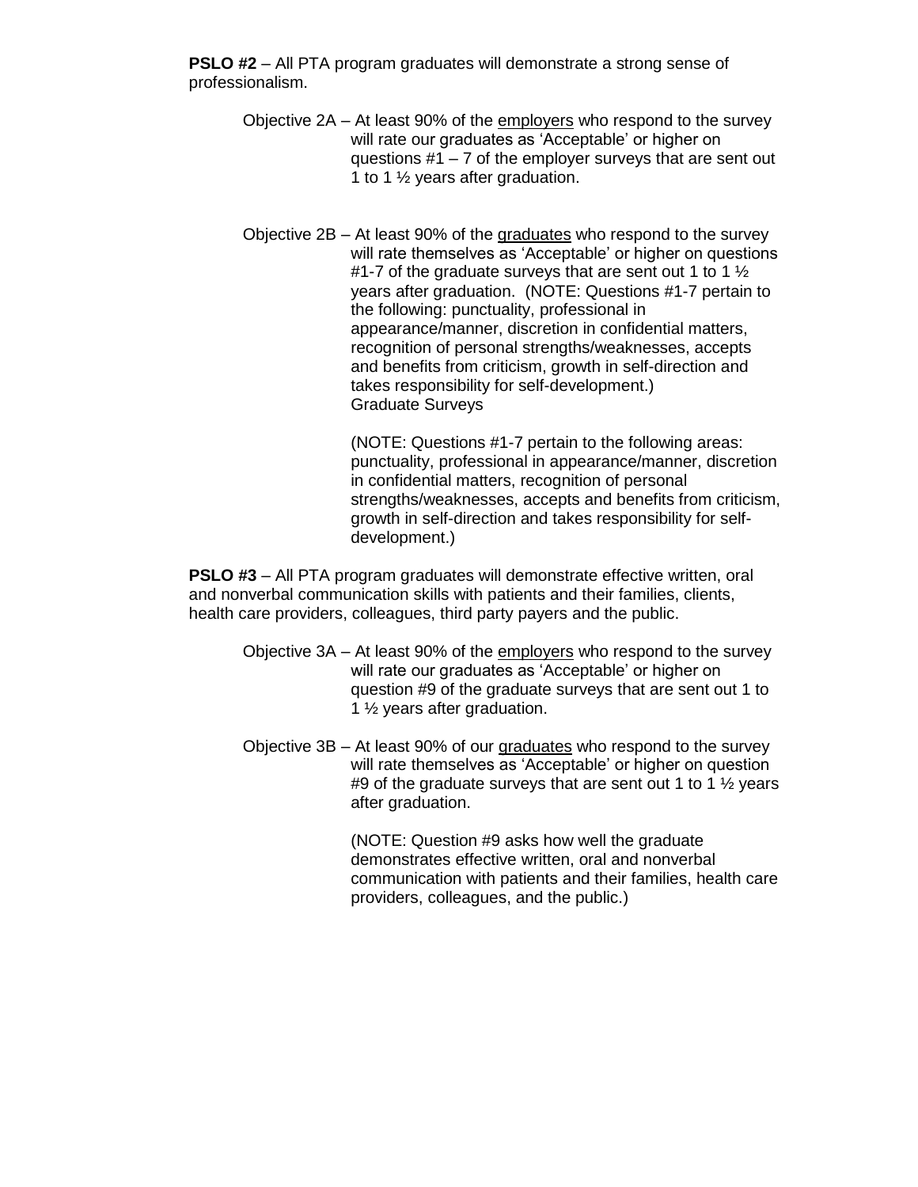**PSLO #2** – All PTA program graduates will demonstrate a strong sense of professionalism.

Objective 2A – At least 90% of the employers who respond to the survey will rate our graduates as 'Acceptable' or higher on questions #1 – 7 of the employer surveys that are sent out 1 to 1 ½ years after graduation.

Objective 2B – At least 90% of the graduates who respond to the survey will rate themselves as 'Acceptable' or higher on questions #1-7 of the graduate surveys that are sent out 1 to 1 ½ years after graduation. (NOTE: Questions #1-7 pertain to the following: punctuality, professional in appearance/manner, discretion in confidential matters, recognition of personal strengths/weaknesses, accepts and benefits from criticism, growth in self-direction and takes responsibility for self-development.)
Graduate Surveys

(NOTE: Questions #1-7 pertain to the following areas: punctuality, professional in appearance/manner, discretion in confidential matters, recognition of personal strengths/weaknesses, accepts and benefits from criticism, growth in self-direction and takes responsibility for self-development.)

**PSLO #3** – All PTA program graduates will demonstrate effective written, oral and nonverbal communication skills with patients and their families, clients, health care providers, colleagues, third party payers and the public.

Objective 3A – At least 90% of the employers who respond to the survey will rate our graduates as 'Acceptable' or higher on question #9 of the graduate surveys that are sent out 1 to 1 ½ years after graduation.

Objective 3B – At least 90% of our graduates who respond to the survey will rate themselves as 'Acceptable' or higher on question #9 of the graduate surveys that are sent out 1 to 1 ½ years after graduation.

(NOTE: Question #9 asks how well the graduate demonstrates effective written, oral and nonverbal communication with patients and their families, health care providers, colleagues, and the public.)